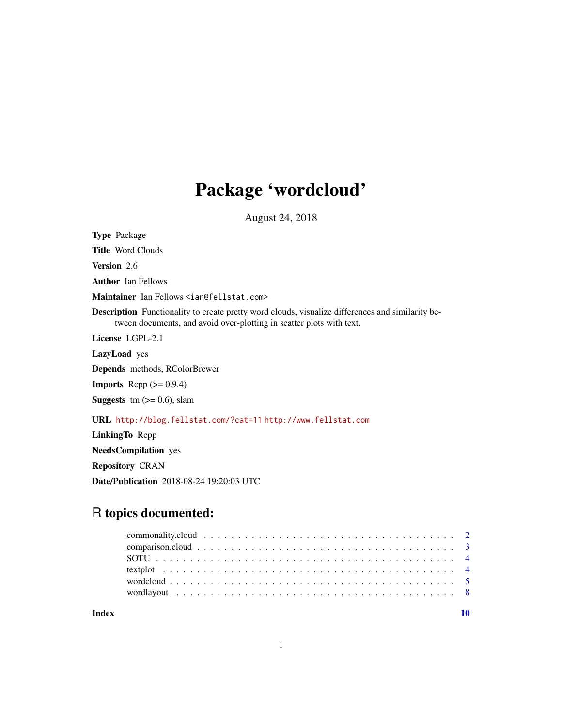# Package 'wordcloud'

August 24, 2018

**Type** Package

**Title** Word Clouds

**Version** 2.6

**Author** Ian Fellows

**Maintainer** Ian Fellows <ian@fellstat.com>

**Description** Functionality to create pretty word clouds, visualize differences and similarity between documents, and avoid over-plotting in scatter plots with text.

**License** LGPL-2.1

**LazyLoad** yes

**Depends** methods, RColorBrewer

**Imports** Rcpp (>= 0.9.4)

**Suggests** tm (>= 0.6), slam

**URL** http://blog.fellstat.com/?cat=11 http://www.fellstat.com

**LinkingTo** Rcpp

**NeedsCompilation** yes

**Repository** CRAN

**Date/Publication** 2018-08-24 19:20:03 UTC

## R topics documented:

- commonality.cloud . . . . . . . . . . . . . . . . . . . . . . . . . . . . . . . . . . . . . 2
- comparison.cloud . . . . . . . . . . . . . . . . . . . . . . . . . . . . . . . . . . . . . 3
- SOTU . . . . . . . . . . . . . . . . . . . . . . . . . . . . . . . . . . . . . . . . . . . 4
- textplot . . . . . . . . . . . . . . . . . . . . . . . . . . . . . . . . . . . . . . . . . . 4
- wordcloud . . . . . . . . . . . . . . . . . . . . . . . . . . . . . . . . . . . . . . . . . 5
- wordlayout . . . . . . . . . . . . . . . . . . . . . . . . . . . . . . . . . . . . . . . . 8

**Index** **10**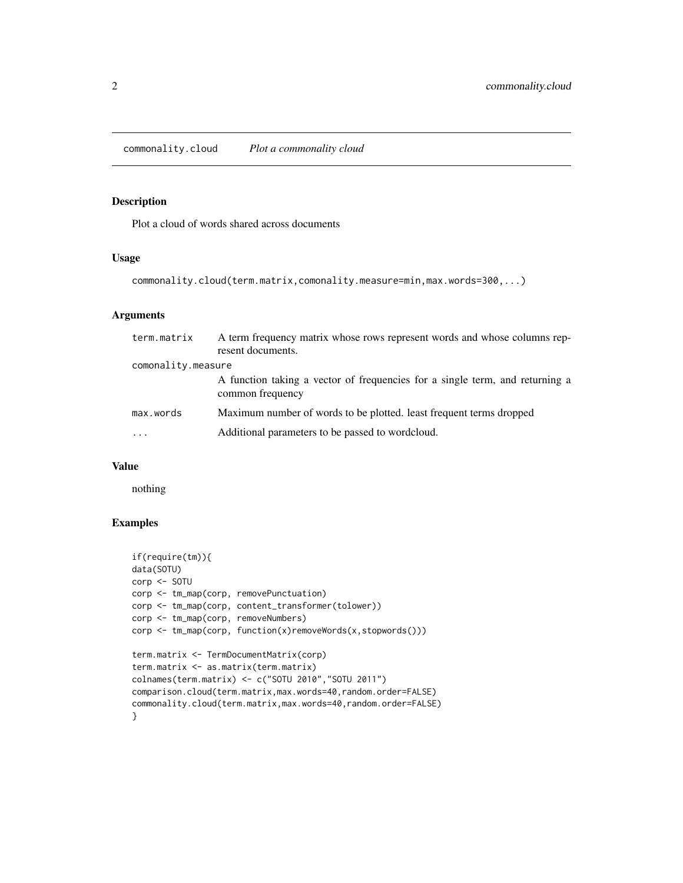## commonality.cloud    *Plot a commonality cloud*

### Description

Plot a cloud of words shared across documents

### Usage

```
commonality.cloud(term.matrix,comonality.measure=min,max.words=300,...)
```

### Arguments

| | |
|---|---|
| term.matrix | A term frequency matrix whose rows represent words and whose columns represent documents. |
| comonality.measure | A function taking a vector of frequencies for a single term, and returning a common frequency |
| max.words | Maximum number of words to be plotted. least frequent terms dropped |
| ... | Additional parameters to be passed to wordcloud. |

### Value

nothing

### Examples

```
if(require(tm)){
data(SOTU)
corp <- SOTU
corp <- tm_map(corp, removePunctuation)
corp <- tm_map(corp, content_transformer(tolower))
corp <- tm_map(corp, removeNumbers)
corp <- tm_map(corp, function(x)removeWords(x,stopwords()))

term.matrix <- TermDocumentMatrix(corp)
term.matrix <- as.matrix(term.matrix)
colnames(term.matrix) <- c("SOTU 2010","SOTU 2011")
comparison.cloud(term.matrix,max.words=40,random.order=FALSE)
commonality.cloud(term.matrix,max.words=40,random.order=FALSE)
}
```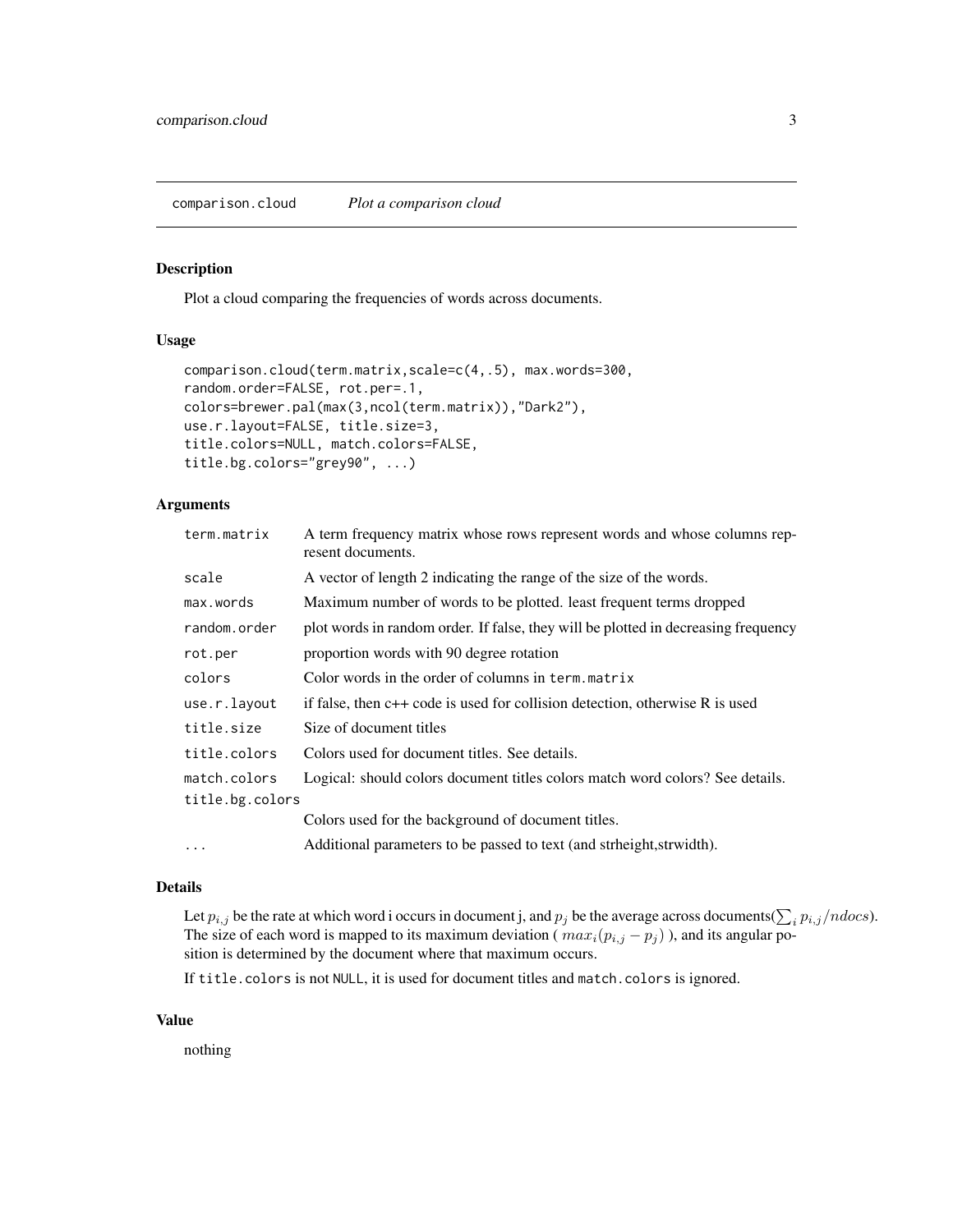comparison.cloud *Plot a comparison cloud*

## Description

Plot a cloud comparing the frequencies of words across documents.

## Usage

```
comparison.cloud(term.matrix,scale=c(4,.5), max.words=300,
random.order=FALSE, rot.per=.1,
colors=brewer.pal(max(3,ncol(term.matrix)),"Dark2"),
use.r.layout=FALSE, title.size=3,
title.colors=NULL, match.colors=FALSE,
title.bg.colors="grey90", ...)
```

## Arguments

| Argument | Description |
|---|---|
| `term.matrix` | A term frequency matrix whose rows represent words and whose columns represent documents. |
| `scale` | A vector of length 2 indicating the range of the size of the words. |
| `max.words` | Maximum number of words to be plotted. least frequent terms dropped |
| `random.order` | plot words in random order. If false, they will be plotted in decreasing frequency |
| `rot.per` | proportion words with 90 degree rotation |
| `colors` | Color words in the order of columns in `term.matrix` |
| `use.r.layout` | if false, then c++ code is used for collision detection, otherwise R is used |
| `title.size` | Size of document titles |
| `title.colors` | Colors used for document titles. See details. |
| `match.colors` | Logical: should colors document titles colors match word colors? See details. |
| `title.bg.colors` | Colors used for the background of document titles. |
| `...` | Additional parameters to be passed to text (and strheight,strwidth). |

## Details

Let $p_{i,j}$ be the rate at which word i occurs in document j, and $p_j$ be the average across documents($\sum_i p_{i,j}/ndocs$). The size of each word is mapped to its maximum deviation ( $max_i(p_{i,j} - p_j)$ ), and its angular position is determined by the document where that maximum occurs.

If `title.colors` is not `NULL`, it is used for document titles and `match.colors` is ignored.

## Value

nothing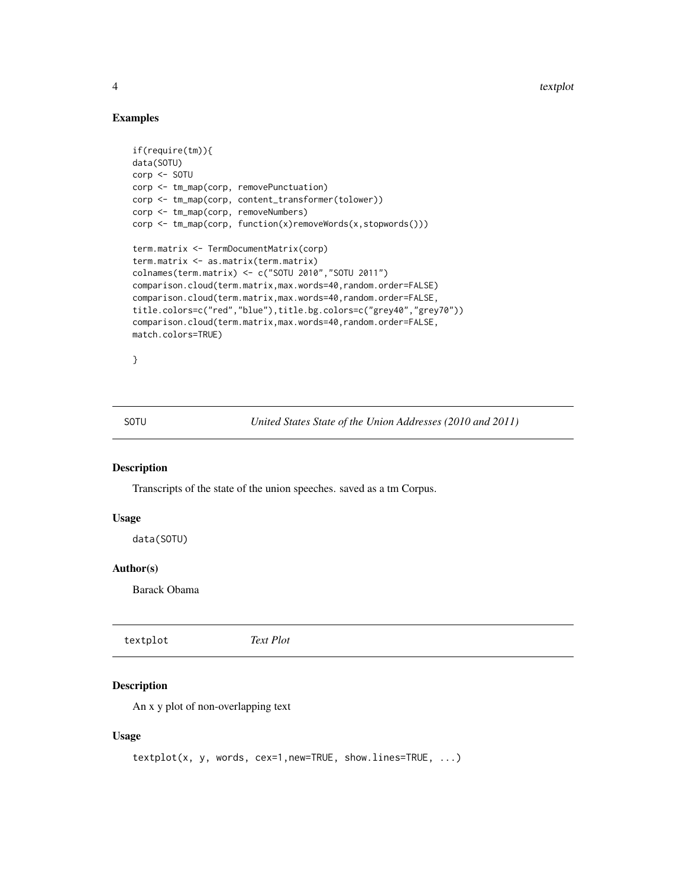## Examples

```
if(require(tm)){
data(SOTU)
corp <- SOTU
corp <- tm_map(corp, removePunctuation)
corp <- tm_map(corp, content_transformer(tolower))
corp <- tm_map(corp, removeNumbers)
corp <- tm_map(corp, function(x)removeWords(x,stopwords()))

term.matrix <- TermDocumentMatrix(corp)
term.matrix <- as.matrix(term.matrix)
colnames(term.matrix) <- c("SOTU 2010","SOTU 2011")
comparison.cloud(term.matrix,max.words=40,random.order=FALSE)
comparison.cloud(term.matrix,max.words=40,random.order=FALSE,
title.colors=c("red","blue"),title.bg.colors=c("grey40","grey70"))
comparison.cloud(term.matrix,max.words=40,random.order=FALSE,
match.colors=TRUE)

}
```

---

# SOTU *United States State of the Union Addresses (2010 and 2011)*

---

## Description

Transcripts of the state of the union speeches. saved as a tm Corpus.

## Usage

```
data(SOTU)
```

## Author(s)

Barack Obama

---

# textplot *Text Plot*

---

## Description

An x y plot of non-overlapping text

## Usage

```
textplot(x, y, words, cex=1,new=TRUE, show.lines=TRUE, ...)
```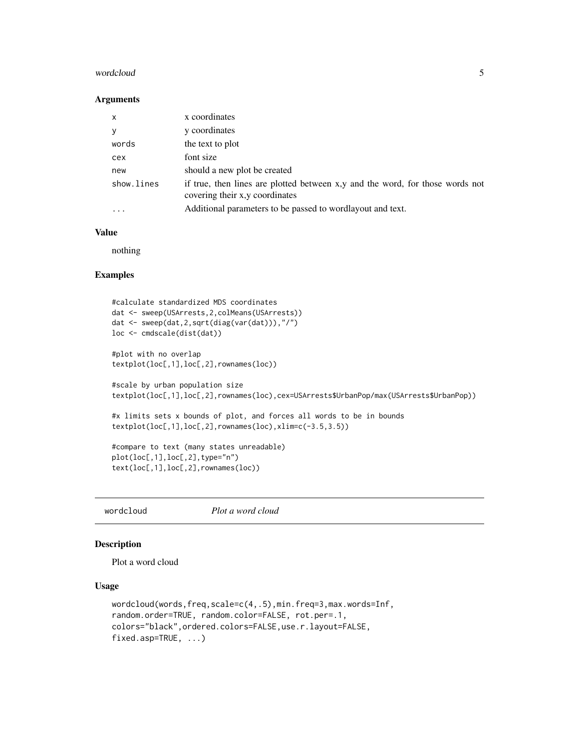### Arguments

| | |
|---|---|
| x | x coordinates |
| y | y coordinates |
| words | the text to plot |
| cex | font size |
| new | should a new plot be created |
| show.lines | if true, then lines are plotted between x,y and the word, for those words not covering their x,y coordinates |
| ... | Additional parameters to be passed to wordlayout and text. |

### Value

nothing

### Examples

```
#calculate standardized MDS coordinates
dat <- sweep(USArrests,2,colMeans(USArrests))
dat <- sweep(dat,2,sqrt(diag(var(dat))),"/")
loc <- cmdscale(dist(dat))

#plot with no overlap
textplot(loc[,1],loc[,2],rownames(loc))

#scale by urban population size
textplot(loc[,1],loc[,2],rownames(loc),cex=USArrests$UrbanPop/max(USArrests$UrbanPop))

#x limits sets x bounds of plot, and forces all words to be in bounds
textplot(loc[,1],loc[,2],rownames(loc),xlim=c(-3.5,3.5))

#compare to text (many states unreadable)
plot(loc[,1],loc[,2],type="n")
text(loc[,1],loc[,2],rownames(loc))
```

---

## wordcloud *Plot a word cloud*

### Description

Plot a word cloud

### Usage

```
wordcloud(words,freq,scale=c(4,.5),min.freq=3,max.words=Inf,
random.order=TRUE, random.color=FALSE, rot.per=.1,
colors="black",ordered.colors=FALSE,use.r.layout=FALSE,
fixed.asp=TRUE, ...)
```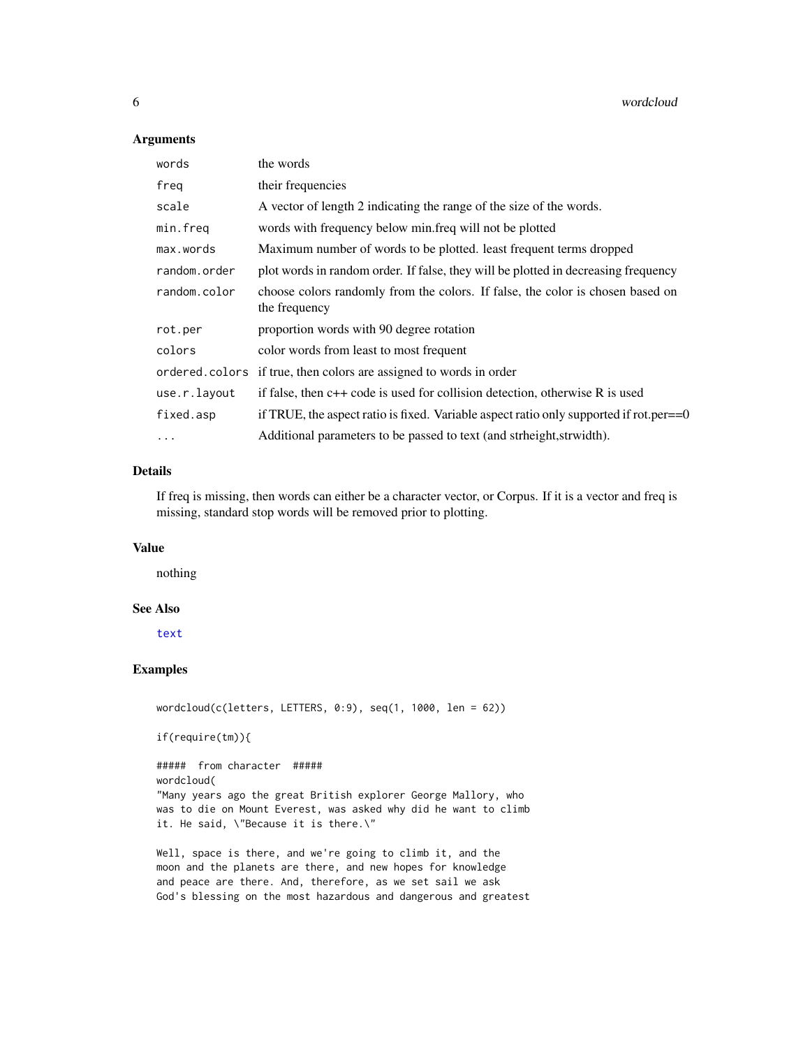## Arguments

| | |
|---|---|
| `words` | the words |
| `freq` | their frequencies |
| `scale` | A vector of length 2 indicating the range of the size of the words. |
| `min.freq` | words with frequency below min.freq will not be plotted |
| `max.words` | Maximum number of words to be plotted. least frequent terms dropped |
| `random.order` | plot words in random order. If false, they will be plotted in decreasing frequency |
| `random.color` | choose colors randomly from the colors. If false, the color is chosen based on the frequency |
| `rot.per` | proportion words with 90 degree rotation |
| `colors` | color words from least to most frequent |
| `ordered.colors` | if true, then colors are assigned to words in order |
| `use.r.layout` | if false, then c++ code is used for collision detection, otherwise R is used |
| `fixed.asp` | if TRUE, the aspect ratio is fixed. Variable aspect ratio only supported if rot.per==0 |
| `...` | Additional parameters to be passed to text (and strheight,strwidth). |

## Details

If freq is missing, then words can either be a character vector, or Corpus. If it is a vector and freq is missing, standard stop words will be removed prior to plotting.

## Value

nothing

## See Also

`text`

## Examples

```
wordcloud(c(letters, LETTERS, 0:9), seq(1, 1000, len = 62))

if(require(tm)){

#####  from character  #####
wordcloud(
"Many years ago the great British explorer George Mallory, who
was to die on Mount Everest, was asked why did he want to climb
it. He said, \"Because it is there.\"

Well, space is there, and we're going to climb it, and the
moon and the planets are there, and new hopes for knowledge
and peace are there. And, therefore, as we set sail we ask
God's blessing on the most hazardous and dangerous and greatest
```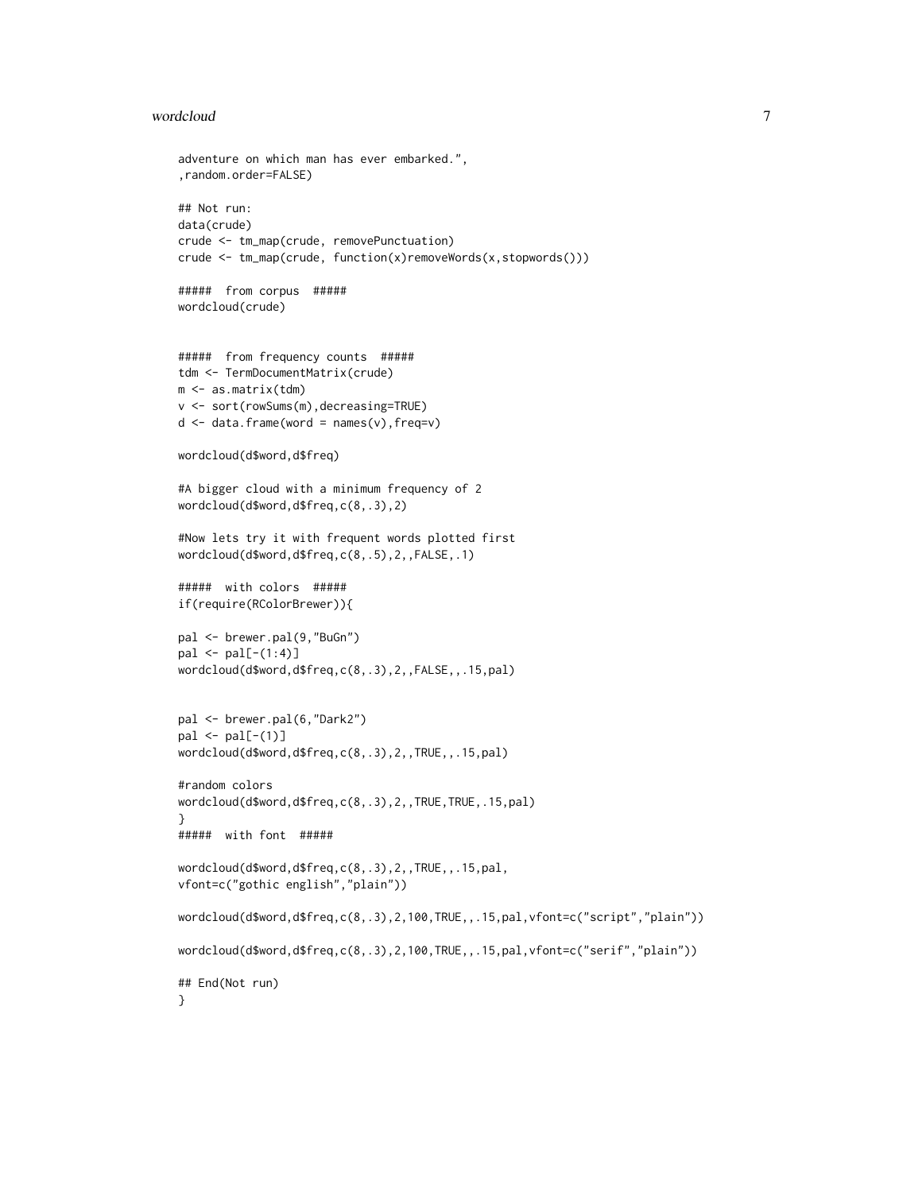```
adventure on which man has ever embarked.",
,random.order=FALSE)

## Not run:
data(crude)
crude <- tm_map(crude, removePunctuation)
crude <- tm_map(crude, function(x)removeWords(x,stopwords()))

#####  from corpus  #####
wordcloud(crude)


#####  from frequency counts  #####
tdm <- TermDocumentMatrix(crude)
m <- as.matrix(tdm)
v <- sort(rowSums(m),decreasing=TRUE)
d <- data.frame(word = names(v),freq=v)

wordcloud(d$word,d$freq)

#A bigger cloud with a minimum frequency of 2
wordcloud(d$word,d$freq,c(8,.3),2)

#Now lets try it with frequent words plotted first
wordcloud(d$word,d$freq,c(8,.5),2,,FALSE,.1)

#####  with colors  #####
if(require(RColorBrewer)){

pal <- brewer.pal(9,"BuGn")
pal <- pal[-(1:4)]
wordcloud(d$word,d$freq,c(8,.3),2,,FALSE,,.15,pal)


pal <- brewer.pal(6,"Dark2")
pal <- pal[-(1)]
wordcloud(d$word,d$freq,c(8,.3),2,,TRUE,,.15,pal)

#random colors
wordcloud(d$word,d$freq,c(8,.3),2,,TRUE,TRUE,.15,pal)
}
#####  with font  #####

wordcloud(d$word,d$freq,c(8,.3),2,,TRUE,,.15,pal,
vfont=c("gothic english","plain"))

wordcloud(d$word,d$freq,c(8,.3),2,100,TRUE,,.15,pal,vfont=c("script","plain"))

wordcloud(d$word,d$freq,c(8,.3),2,100,TRUE,,.15,pal,vfont=c("serif","plain"))

## End(Not run)
}
```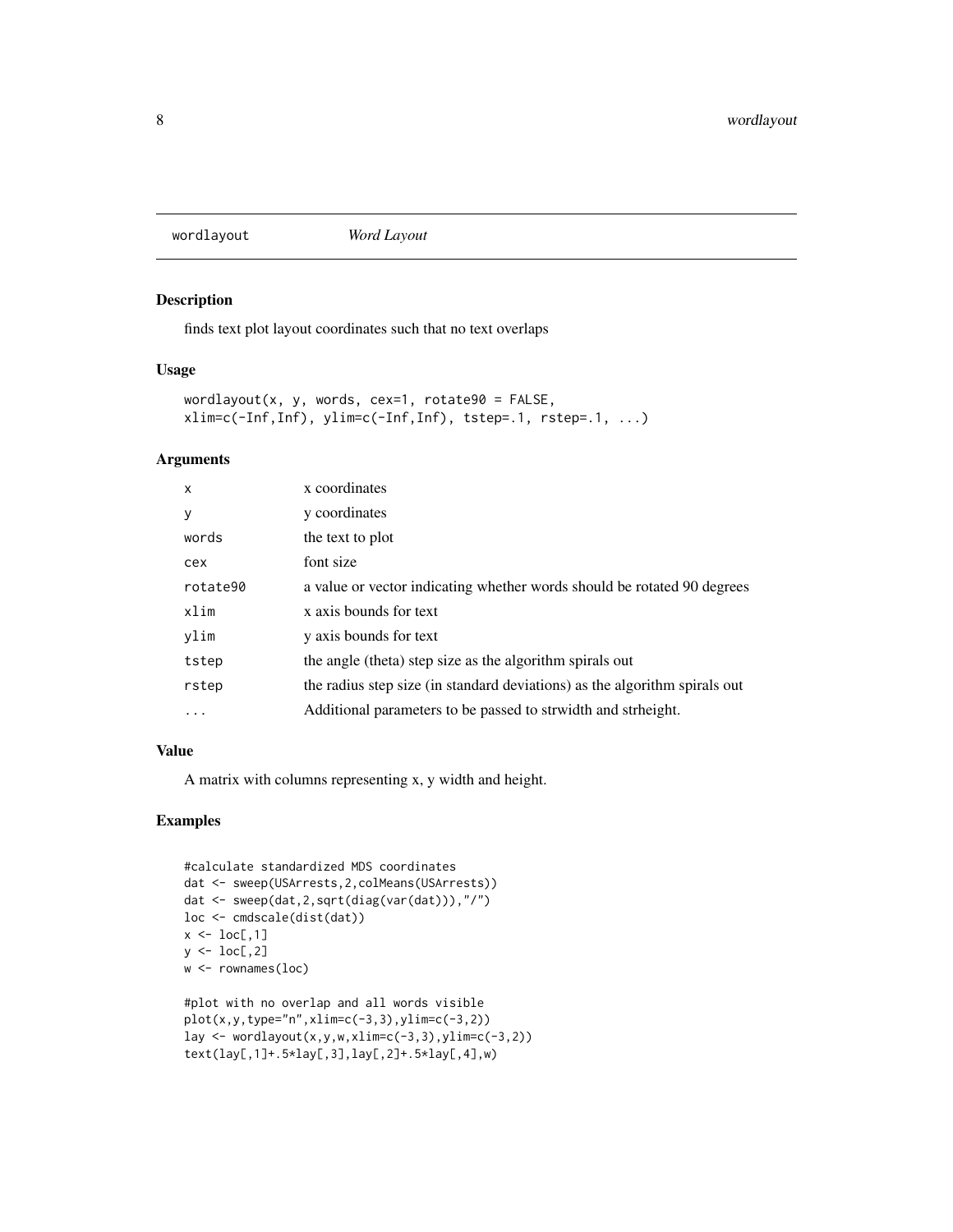## wordlayout *Word Layout*

### Description

finds text plot layout coordinates such that no text overlaps

### Usage

```
wordlayout(x, y, words, cex=1, rotate90 = FALSE,
xlim=c(-Inf,Inf), ylim=c(-Inf,Inf), tstep=.1, rstep=.1, ...)
```

### Arguments

| | |
|---|---|
| `x` | x coordinates |
| `y` | y coordinates |
| `words` | the text to plot |
| `cex` | font size |
| `rotate90` | a value or vector indicating whether words should be rotated 90 degrees |
| `xlim` | x axis bounds for text |
| `ylim` | y axis bounds for text |
| `tstep` | the angle (theta) step size as the algorithm spirals out |
| `rstep` | the radius step size (in standard deviations) as the algorithm spirals out |
| `...` | Additional parameters to be passed to strwidth and strheight. |

### Value

A matrix with columns representing x, y width and height.

### Examples

```
#calculate standardized MDS coordinates
dat <- sweep(USArrests,2,colMeans(USArrests))
dat <- sweep(dat,2,sqrt(diag(var(dat))),"/")
loc <- cmdscale(dist(dat))
x <- loc[,1]
y <- loc[,2]
w <- rownames(loc)

#plot with no overlap and all words visible
plot(x,y,type="n",xlim=c(-3,3),ylim=c(-3,2))
lay <- wordlayout(x,y,w,xlim=c(-3,3),ylim=c(-3,2))
text(lay[,1]+.5*lay[,3],lay[,2]+.5*lay[,4],w)
```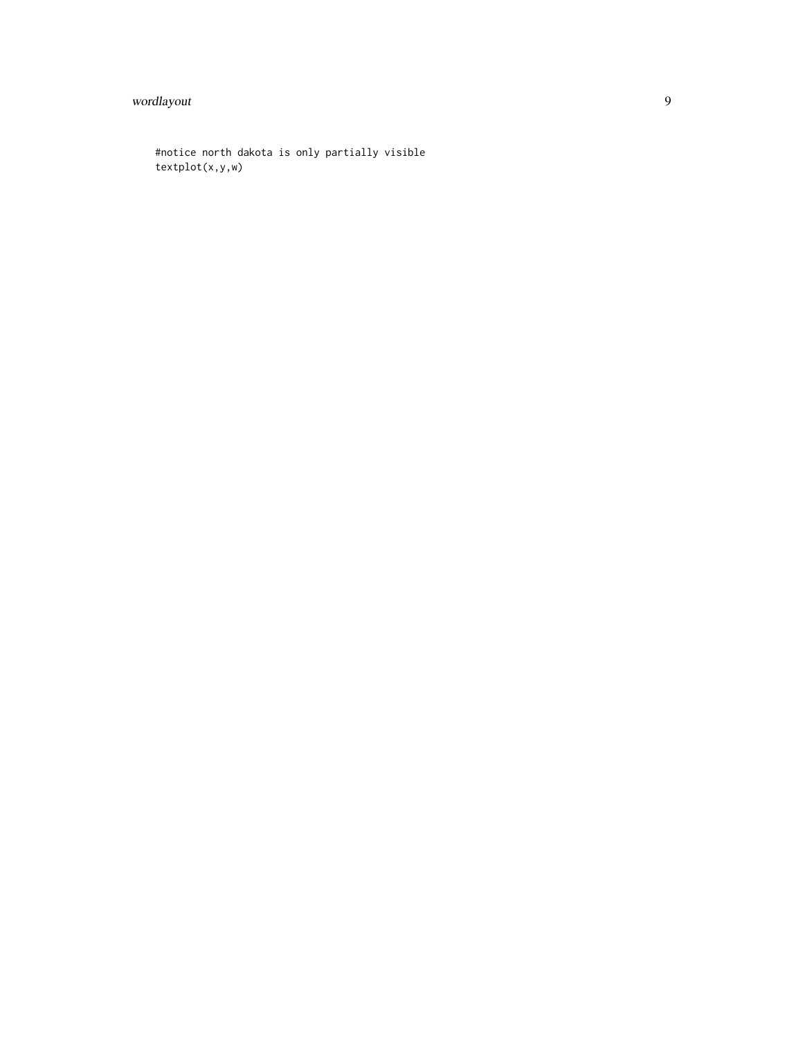```
#notice north dakota is only partially visible
textplot(x,y,w)
```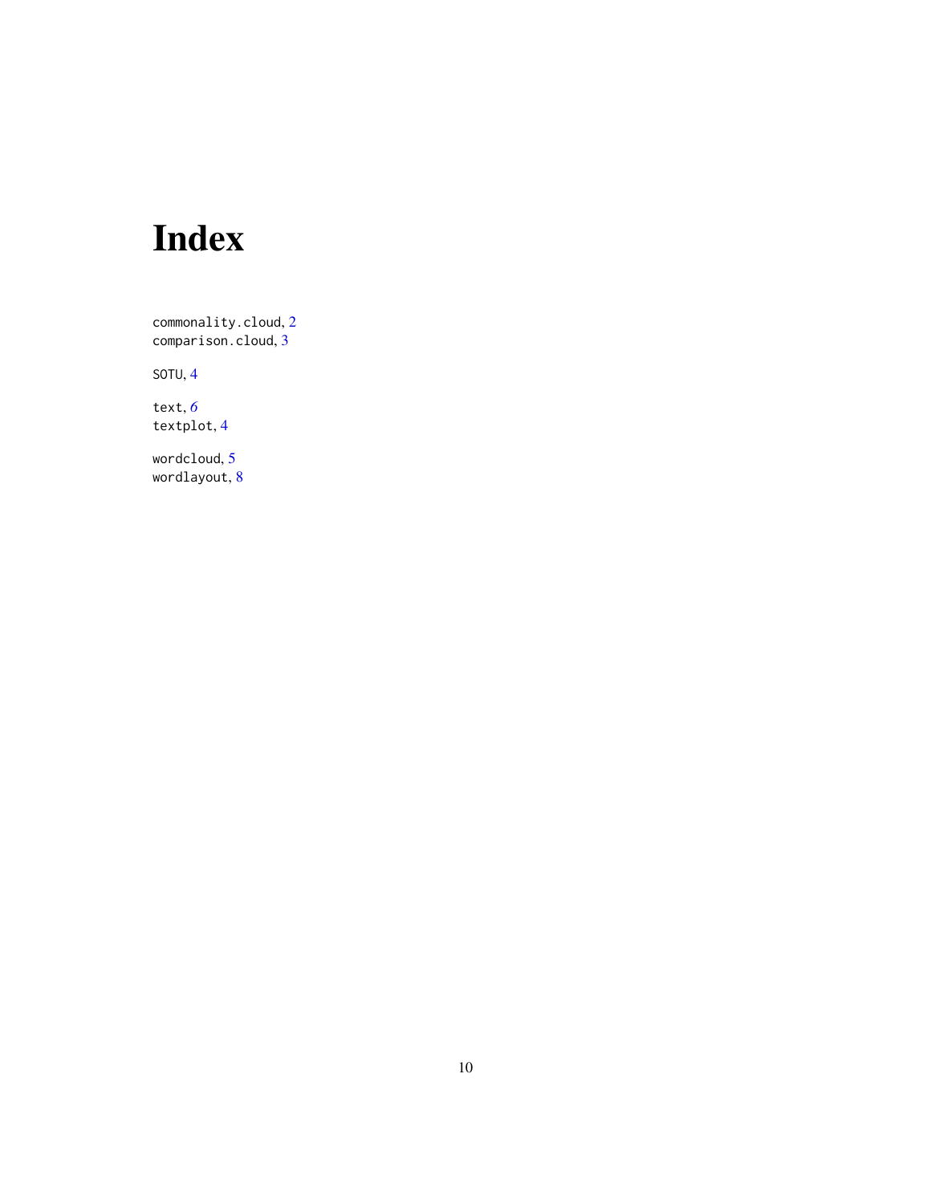# Index

commonality.cloud, 2
comparison.cloud, 3

SOTU, 4

text, *6*
textplot, 4

wordcloud, 5
wordlayout, 8